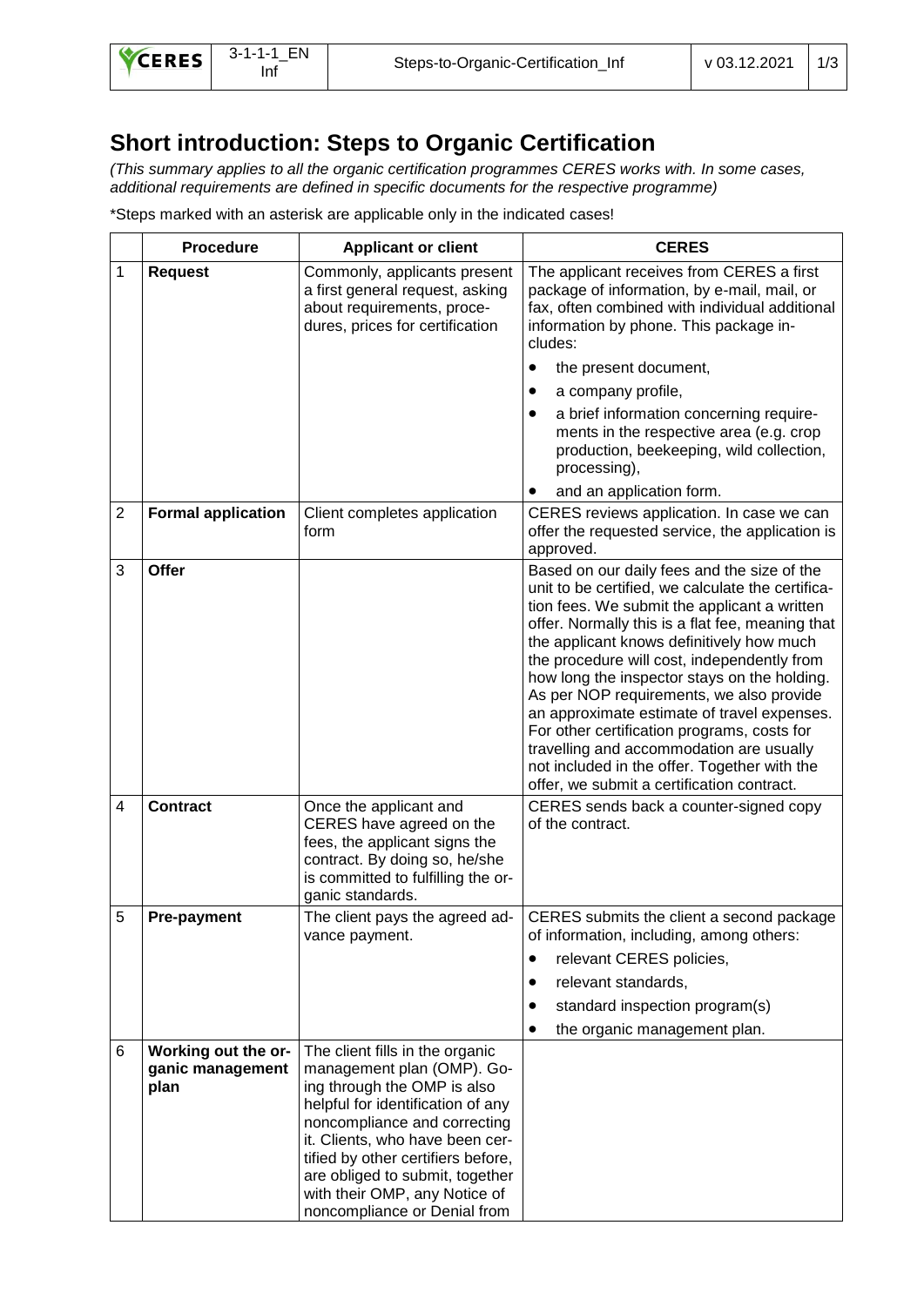# Short introduction: Steps to Organic Certification

*(This summary applies to all the organic certification programmes CERES works with. In some cases, additional requirements are defined in specific documents for the respective programme)*

*Steps marked with an asterisk are applicable only in the indicated cases!

| | Procedure | Applicant or client | CERES |
|---|---|---|---|
| 1 | **Request** | Commonly, applicants present a first general request, asking about requirements, procedures, prices for certification | The applicant receives from CERES a first package of information, by e-mail, mail, or fax, often combined with individual additional information by phone. This package includes:<br>• the present document,<br>• a company profile,<br>• a brief information concerning requirements in the respective area (e.g. crop production, beekeeping, wild collection, processing),<br>• and an application form. |
| 2 | **Formal application** | Client completes application form | CERES reviews application. In case we can offer the requested service, the application is approved. |
| 3 | **Offer** | | Based on our daily fees and the size of the unit to be certified, we calculate the certification fees. We submit the applicant a written offer. Normally this is a flat fee, meaning that the applicant knows definitively how much the procedure will cost, independently from how long the inspector stays on the holding. As per NOP requirements, we also provide an approximate estimate of travel expenses. For other certification programs, costs for travelling and accommodation are usually not included in the offer. Together with the offer, we submit a certification contract. |
| 4 | **Contract** | Once the applicant and CERES have agreed on the fees, the applicant signs the contract. By doing so, he/she is committed to fulfilling the organic standards. | CERES sends back a counter-signed copy of the contract. |
| 5 | **Pre-payment** | The client pays the agreed advance payment. | CERES submits the client a second package of information, including, among others:<br>• relevant CERES policies,<br>• relevant standards,<br>• standard inspection program(s)<br>• the organic management plan. |
| 6 | **Working out the organic management plan** | The client fills in the organic management plan (OMP). Going through the OMP is also helpful for identification of any noncompliance and correcting it. Clients, who have been certified by other certifiers before, are obliged to submit, together with their OMP, any Notice of noncompliance or Denial from | |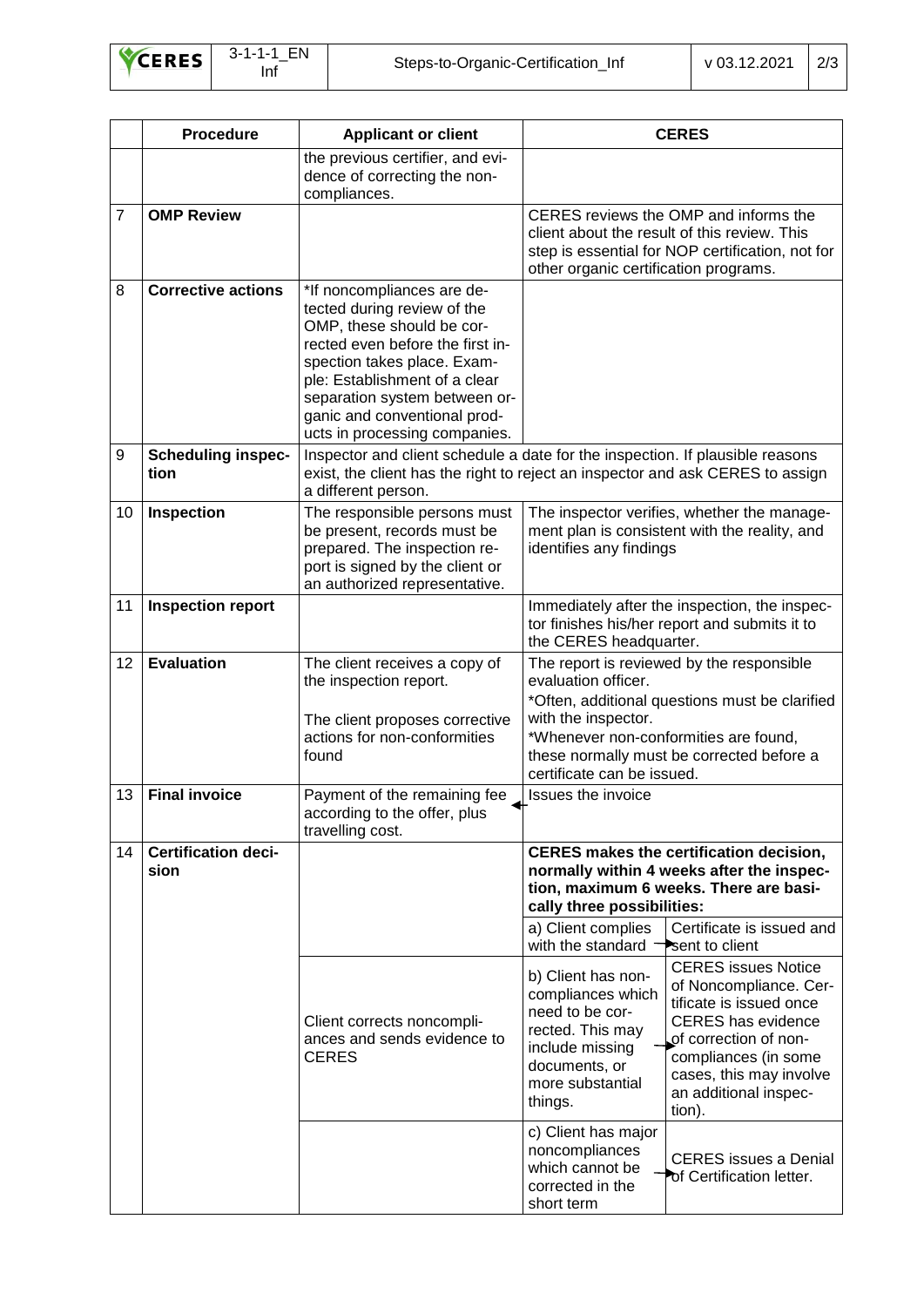| | Procedure | Applicant or client | CERES | |
|---|---|---|---|---|
| | | the previous certifier, and evidence of correcting the non-compliances. | | |
| 7 | **OMP Review** | | CERES reviews the OMP and informs the client about the result of this review. This step is essential for NOP certification, not for other organic certification programs. | |
| 8 | **Corrective actions** | *If noncompliances are detected during review of the OMP, these should be corrected even before the first inspection takes place. Example: Establishment of a clear separation system between organic and conventional products in processing companies. | | |
| 9 | **Scheduling inspection** | Inspector and client schedule a date for the inspection. If plausible reasons exist, the client has the right to reject an inspector and ask CERES to assign a different person. | | |
| 10 | **Inspection** | The responsible persons must be present, records must be prepared. The inspection report is signed by the client or an authorized representative. | The inspector verifies, whether the management plan is consistent with the reality, and identifies any findings | |
| 11 | **Inspection report** | | Immediately after the inspection, the inspector finishes his/her report and submits it to the CERES headquarter. | |
| 12 | **Evaluation** | The client receives a copy of the inspection report.<br><br>The client proposes corrective actions for non-conformities found | The report is reviewed by the responsible evaluation officer.<br>*Often, additional questions must be clarified with the inspector.<br>*Whenever non-conformities are found, these normally must be corrected before a certificate can be issued. | |
| 13 | **Final invoice** | Payment of the remaining fee according to the offer, plus travelling cost. ← | Issues the invoice | |
| 14 | **Certification decision** | | **CERES makes the certification decision, normally within 4 weeks after the inspection, maximum 6 weeks. There are basically three possibilities:** | |
| | | | a) Client complies with the standard → | Certificate is issued and sent to client |
| | | Client corrects noncompliances and sends evidence to CERES | b) Client has noncompliances which need to be corrected. This may include missing documents, or more substantial things. → | CERES issues Notice of Noncompliance. Certificate is issued once CERES has evidence of correction of noncompliances (in some cases, this may involve an additional inspection). |
| | | | c) Client has major noncompliances which cannot be corrected in the short term → | CERES issues a Denial of Certification letter. |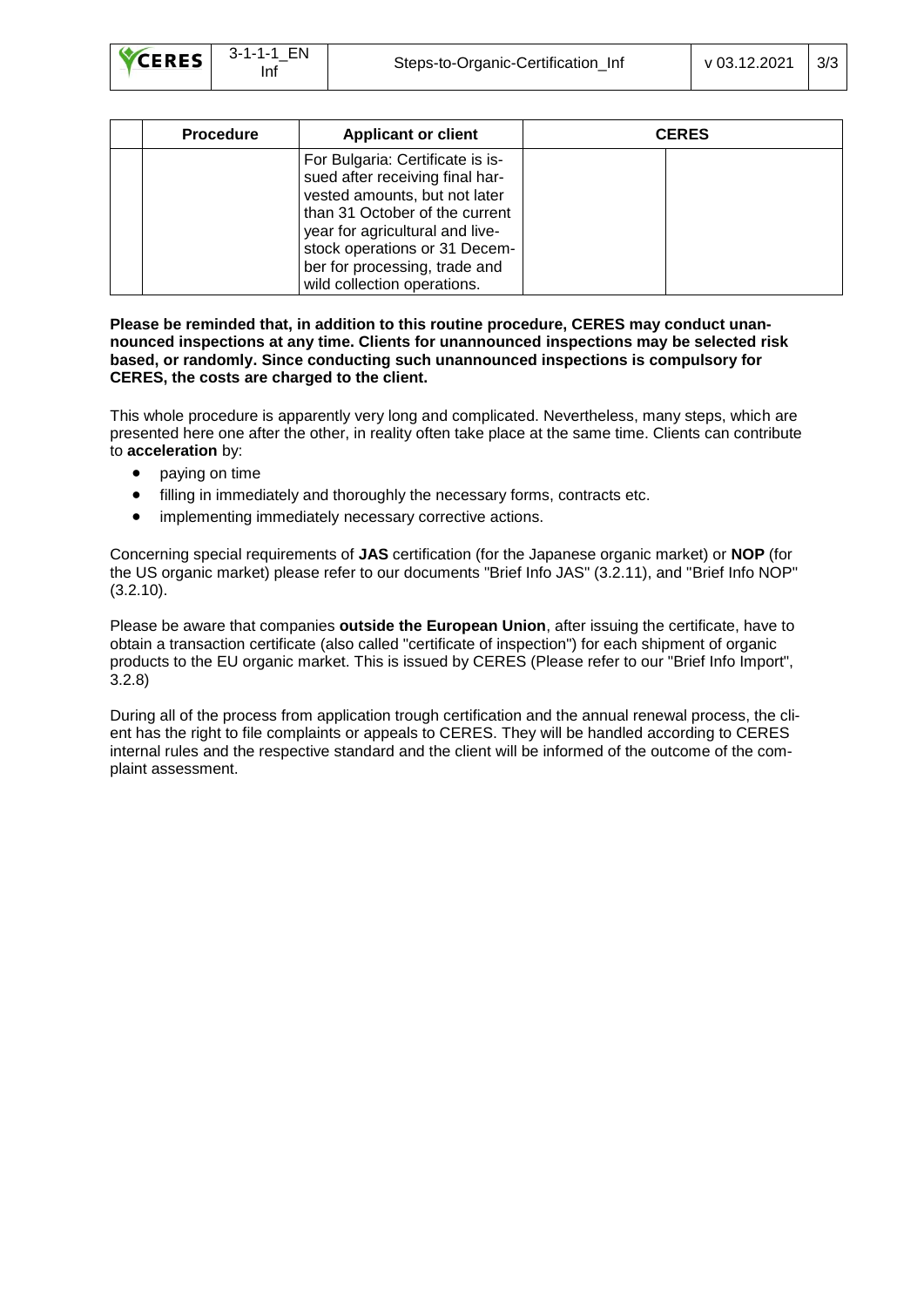| | Procedure | Applicant or client | CERES | |
|---|---|---|---|---|
| | | For Bulgaria: Certificate is issued after receiving final harvested amounts, but not later than 31 October of the current year for agricultural and livestock operations or 31 December for processing, trade and wild collection operations. | | |

**Please be reminded that, in addition to this routine procedure, CERES may conduct unannounced inspections at any time. Clients for unannounced inspections may be selected risk based, or randomly. Since conducting such unannounced inspections is compulsory for CERES, the costs are charged to the client.**

This whole procedure is apparently very long and complicated. Nevertheless, many steps, which are presented here one after the other, in reality often take place at the same time. Clients can contribute to **acceleration** by:

- paying on time
- filling in immediately and thoroughly the necessary forms, contracts etc.
- implementing immediately necessary corrective actions.

Concerning special requirements of **JAS** certification (for the Japanese organic market) or **NOP** (for the US organic market) please refer to our documents "Brief Info JAS" (3.2.11), and "Brief Info NOP" (3.2.10).

Please be aware that companies **outside the European Union**, after issuing the certificate, have to obtain a transaction certificate (also called "certificate of inspection") for each shipment of organic products to the EU organic market. This is issued by CERES (Please refer to our "Brief Info Import", 3.2.8)

During all of the process from application trough certification and the annual renewal process, the client has the right to file complaints or appeals to CERES. They will be handled according to CERES internal rules and the respective standard and the client will be informed of the outcome of the complaint assessment.